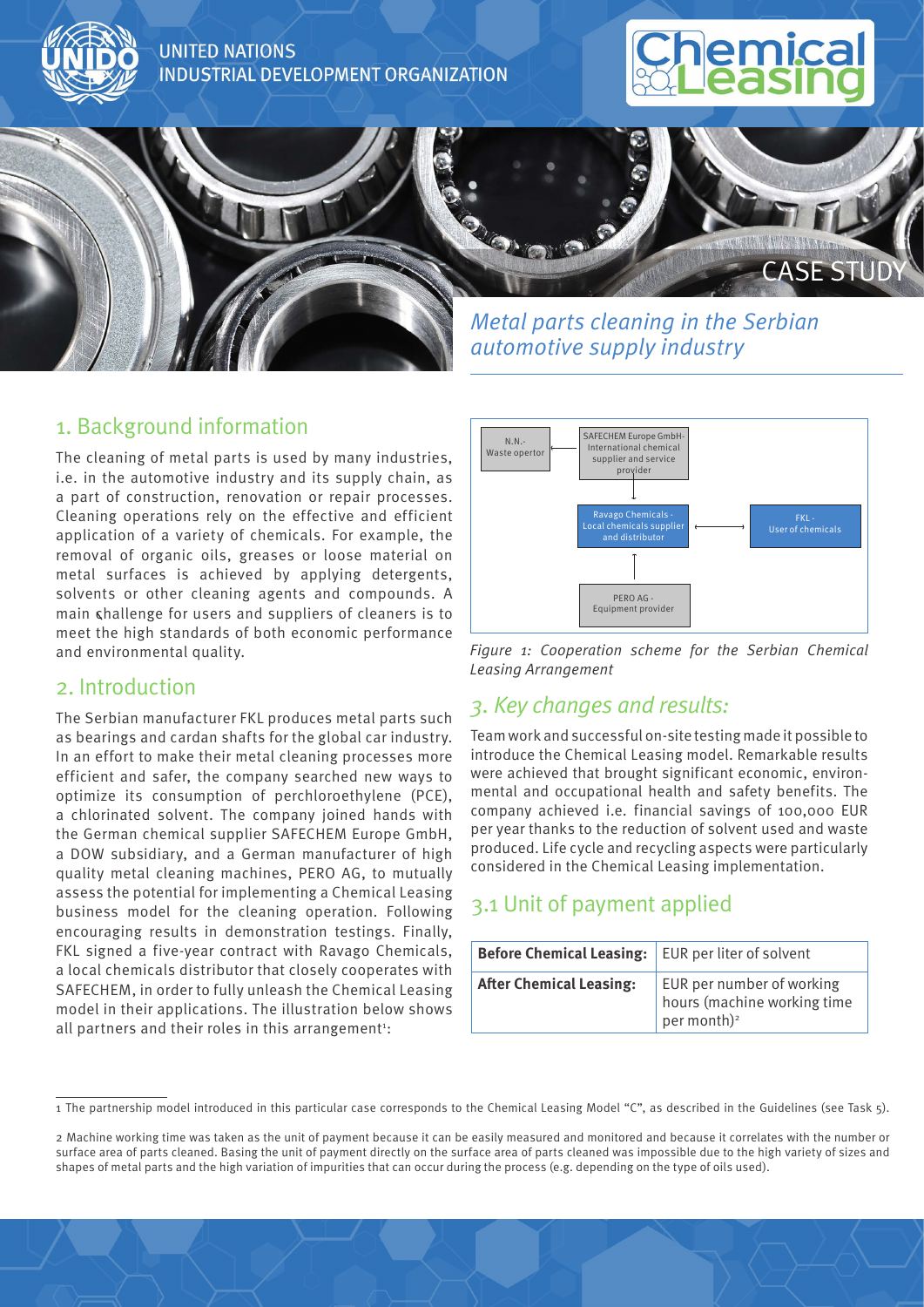UNITED NATIONS
INDUSTRIAL DEVELOPMENT ORGANIZATION

CASE STUDY

*Metal parts cleaning in the Serbian automotive supply industry*

## 1. Background information

The cleaning of metal parts is used by many industries, i.e. in the automotive industry and its supply chain, as a part of construction, renovation or repair processes. Cleaning operations rely on the effective and efficient application of a variety of chemicals. For example, the removal of organic oils, greases or loose material on metal surfaces is achieved by applying detergents, solvents or other cleaning agents and compounds. A main challenge for users and suppliers of cleaners is to meet the high standards of both economic performance and environmental quality.

## 2. Introduction

The Serbian manufacturer FKL produces metal parts such as bearings and cardan shafts for the global car industry. In an effort to make their metal cleaning processes more efficient and safer, the company searched new ways to optimize its consumption of perchloroethylene (PCE), a chlorinated solvent. The company joined hands with the German chemical supplier SAFECHEM Europe GmbH, a DOW subsidiary, and a German manufacturer of high quality metal cleaning machines, PERO AG, to mutually assess the potential for implementing a Chemical Leasing business model for the cleaning operation. Following encouraging results in demonstration testings. Finally, FKL signed a five-year contract with Ravago Chemicals, a local chemicals distributor that closely cooperates with SAFECHEM, in order to fully unleash the Chemical Leasing model in their applications. The illustration below shows all partners and their roles in this arrangement[1]:

N.N.- Waste opertor

SAFECHEM Europe GmbH- International chemical supplier and service provider

Ravago Chemicals - Local chemicals supplier and distributor

FKL - User of chemicals

PERO AG - Equipment provider

*Figure 1: Cooperation scheme for the Serbian Chemical Leasing Arrangement*

## 3. Key changes and results:

Team work and successful on-site testing made it possible to introduce the Chemical Leasing model. Remarkable results were achieved that brought significant economic, environmental and occupational health and safety benefits. The company achieved i.e. financial savings of 100,000 EUR per year thanks to the reduction of solvent used and waste produced. Life cycle and recycling aspects were particularly considered in the Chemical Leasing implementation.

## 3.1 Unit of payment applied

| **Before Chemical Leasing:** | EUR per liter of solvent |
|---|---|
| **After Chemical Leasing:** | EUR per number of working hours (machine working time per month)[2] |

1 The partnership model introduced in this particular case corresponds to the Chemical Leasing Model "C", as described in the Guidelines (see Task 5).

2 Machine working time was taken as the unit of payment because it can be easily measured and monitored and because it correlates with the number or surface area of parts cleaned. Basing the unit of payment directly on the surface area of parts cleaned was impossible due to the high variety of sizes and shapes of metal parts and the high variation of impurities that can occur during the process (e.g. depending on the type of oils used).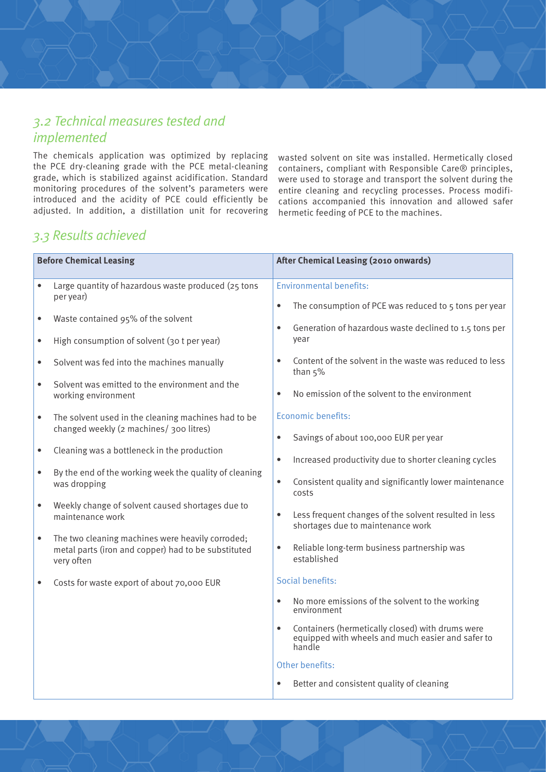## *3.2 Technical measures tested and implemented*

The chemicals application was optimized by replacing the PCE dry-cleaning grade with the PCE metal-cleaning grade, which is stabilized against acidification. Standard monitoring procedures of the solvent's parameters were introduced and the acidity of PCE could efficiently be adjusted. In addition, a distillation unit for recovering wasted solvent on site was installed. Hermetically closed containers, compliant with Responsible Care® principles, were used to storage and transport the solvent during the entire cleaning and recycling processes. Process modifications accompanied this innovation and allowed safer hermetic feeding of PCE to the machines.

## *3.3 Results achieved*

| **Before Chemical Leasing** | **After Chemical Leasing (2010 onwards)** |
|---|---|
| • Large quantity of hazardous waste produced (25 tons per year)<br>• Waste contained 95% of the solvent<br>• High consumption of solvent (30 t per year)<br>• Solvent was fed into the machines manually<br>• Solvent was emitted to the environment and the working environment<br>• The solvent used in the cleaning machines had to be changed weekly (2 machines/ 300 litres)<br>• Cleaning was a bottleneck in the production<br>• By the end of the working week the quality of cleaning was dropping<br>• Weekly change of solvent caused shortages due to maintenance work<br>• The two cleaning machines were heavily corroded; metal parts (iron and copper) had to be substituted very often<br>• Costs for waste export of about 70,000 EUR | Environmental benefits:<br>• The consumption of PCE was reduced to 5 tons per year<br>• Generation of hazardous waste declined to 1.5 tons per year<br>• Content of the solvent in the waste was reduced to less than 5%<br>• No emission of the solvent to the environment<br>Economic benefits:<br>• Savings of about 100,000 EUR per year<br>• Increased productivity due to shorter cleaning cycles<br>• Consistent quality and significantly lower maintenance costs<br>• Less frequent changes of the solvent resulted in less shortages due to maintenance work<br>• Reliable long-term business partnership was established<br>Social benefits:<br>• No more emissions of the solvent to the working environment<br>• Containers (hermetically closed) with drums were equipped with wheels and much easier and safer to handle<br>Other benefits:<br>• Better and consistent quality of cleaning |